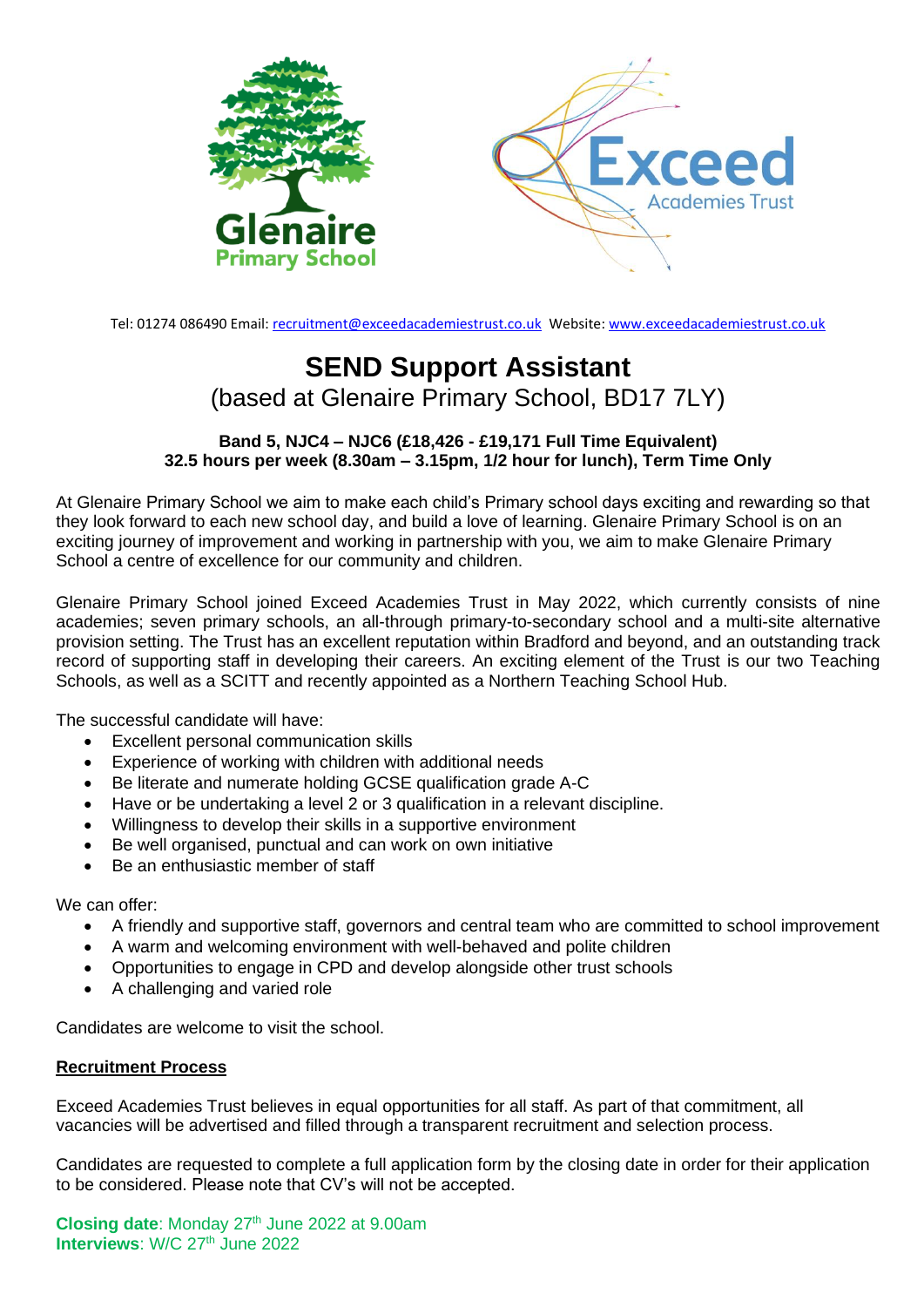Glenaire Primary School

Exceed Academies Trust

Tel: 01274 086490 Email: recruitment@exceedacademiestrust.co.uk Website: www.exceedacademiestrust.co.uk

# SEND Support Assistant

(based at Glenaire Primary School, BD17 7LY)

**Band 5, NJC4 – NJC6 (£18,426 - £19,171 Full Time Equivalent)**
**32.5 hours per week (8.30am – 3.15pm, 1/2 hour for lunch), Term Time Only**

At Glenaire Primary School we aim to make each child's Primary school days exciting and rewarding so that they look forward to each new school day, and build a love of learning. Glenaire Primary School is on an exciting journey of improvement and working in partnership with you, we aim to make Glenaire Primary School a centre of excellence for our community and children.

Glenaire Primary School joined Exceed Academies Trust in May 2022, which currently consists of nine academies; seven primary schools, an all-through primary-to-secondary school and a multi-site alternative provision setting. The Trust has an excellent reputation within Bradford and beyond, and an outstanding track record of supporting staff in developing their careers. An exciting element of the Trust is our two Teaching Schools, as well as a SCITT and recently appointed as a Northern Teaching School Hub.

The successful candidate will have:

- Excellent personal communication skills
- Experience of working with children with additional needs
- Be literate and numerate holding GCSE qualification grade A-C
- Have or be undertaking a level 2 or 3 qualification in a relevant discipline.
- Willingness to develop their skills in a supportive environment
- Be well organised, punctual and can work on own initiative
- Be an enthusiastic member of staff

We can offer:

- A friendly and supportive staff, governors and central team who are committed to school improvement
- A warm and welcoming environment with well-behaved and polite children
- Opportunities to engage in CPD and develop alongside other trust schools
- A challenging and varied role

Candidates are welcome to visit the school.

**Recruitment Process**

Exceed Academies Trust believes in equal opportunities for all staff. As part of that commitment, all vacancies will be advertised and filled through a transparent recruitment and selection process.

Candidates are requested to complete a full application form by the closing date in order for their application to be considered. Please note that CV's will not be accepted.

**Closing date**: Monday 27th June 2022 at 9.00am
**Interviews**: W/C 27th June 2022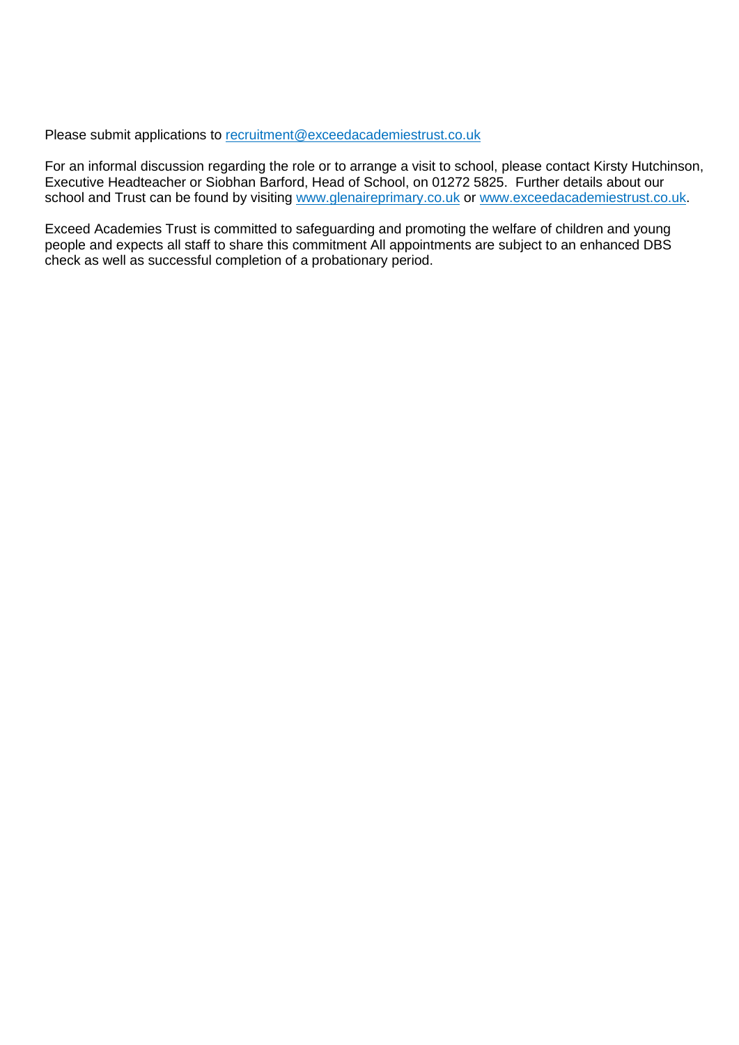Please submit applications to recruitment@exceedacademiestrust.co.uk

For an informal discussion regarding the role or to arrange a visit to school, please contact Kirsty Hutchinson, Executive Headteacher or Siobhan Barford, Head of School, on 01272 5825. Further details about our school and Trust can be found by visiting www.glenaireprimary.co.uk or www.exceedacademiestrust.co.uk.

Exceed Academies Trust is committed to safeguarding and promoting the welfare of children and young people and expects all staff to share this commitment All appointments are subject to an enhanced DBS check as well as successful completion of a probationary period.